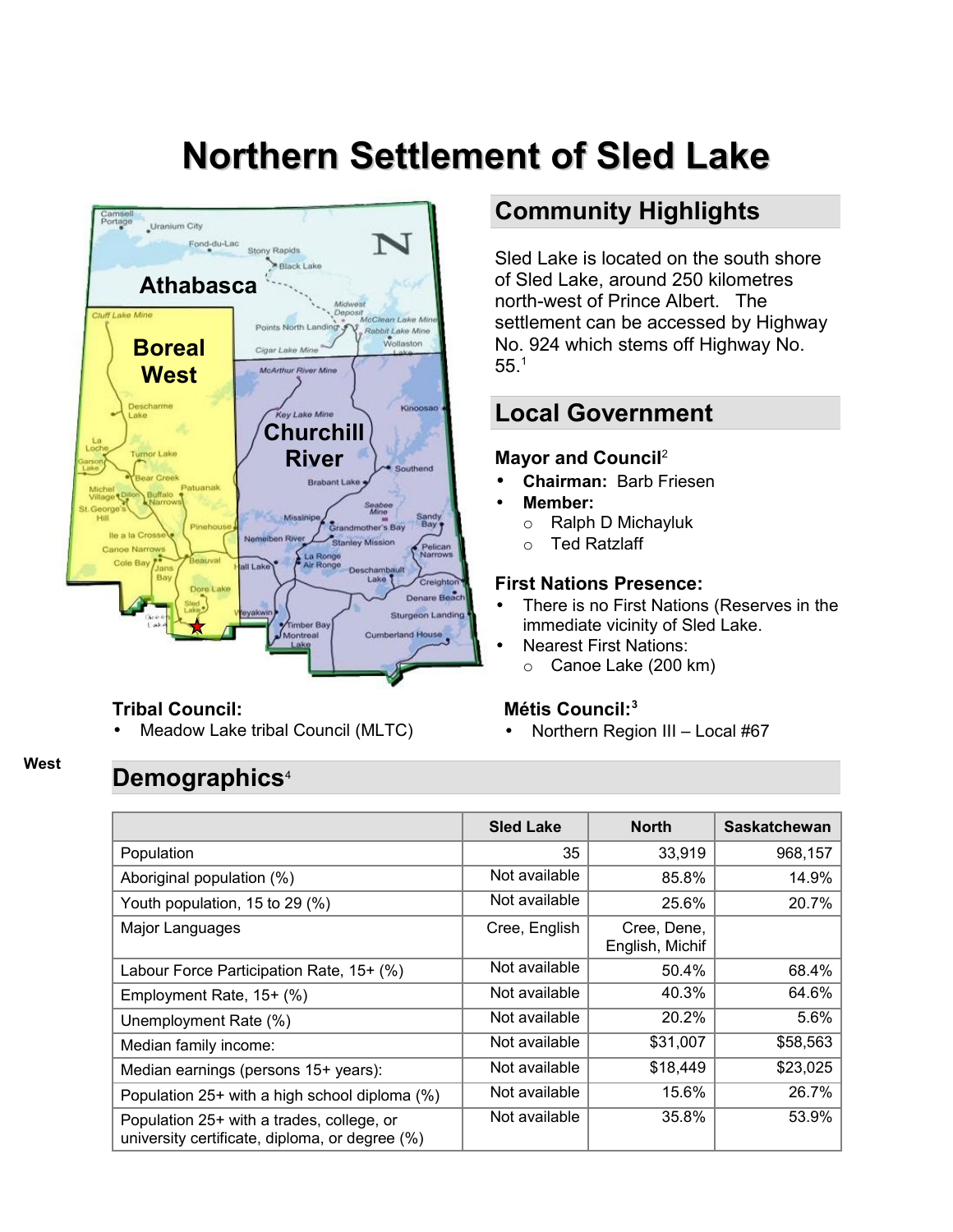# Northern Settlement of Sled Lake

## Community Highlights

Sled Lake is located on the south shore of Sled Lake, around 250 kilometres north-west of Prince Albert. The settlement can be accessed by Highway No. 924 which stems off Highway No. 55.[1]

## Local Government

### Mayor and Council[2]

- **Chairman:** Barb Friesen
- **Member:**
  - Ralph D Michayluk
  - Ted Ratzlaff

### First Nations Presence:

- There is no First Nations (Reserves in the immediate vicinity of Sled Lake.
- Nearest First Nations:
  - Canoe Lake (200 km)

### Tribal Council:

- Meadow Lake tribal Council (MLTC)

### Métis Council:[3]

- Northern Region III – Local #67

West

## Demographics[4]

| | Sled Lake | North | Saskatchewan |
|---|---|---|---|
| Population | 35 | 33,919 | 968,157 |
| Aboriginal population (%) | Not available | 85.8% | 14.9% |
| Youth population, 15 to 29 (%) | Not available | 25.6% | 20.7% |
| Major Languages | Cree, English | Cree, Dene, English, Michif | |
| Labour Force Participation Rate, 15+ (%) | Not available | 50.4% | 68.4% |
| Employment Rate, 15+ (%) | Not available | 40.3% | 64.6% |
| Unemployment Rate (%) | Not available | 20.2% | 5.6% |
| Median family income: | Not available | $31,007 | $58,563 |
| Median earnings (persons 15+ years): | Not available | $18,449 | $23,025 |
| Population 25+ with a high school diploma (%) | Not available | 15.6% | 26.7% |
| Population 25+ with a trades, college, or university certificate, diploma, or degree (%) | Not available | 35.8% | 53.9% |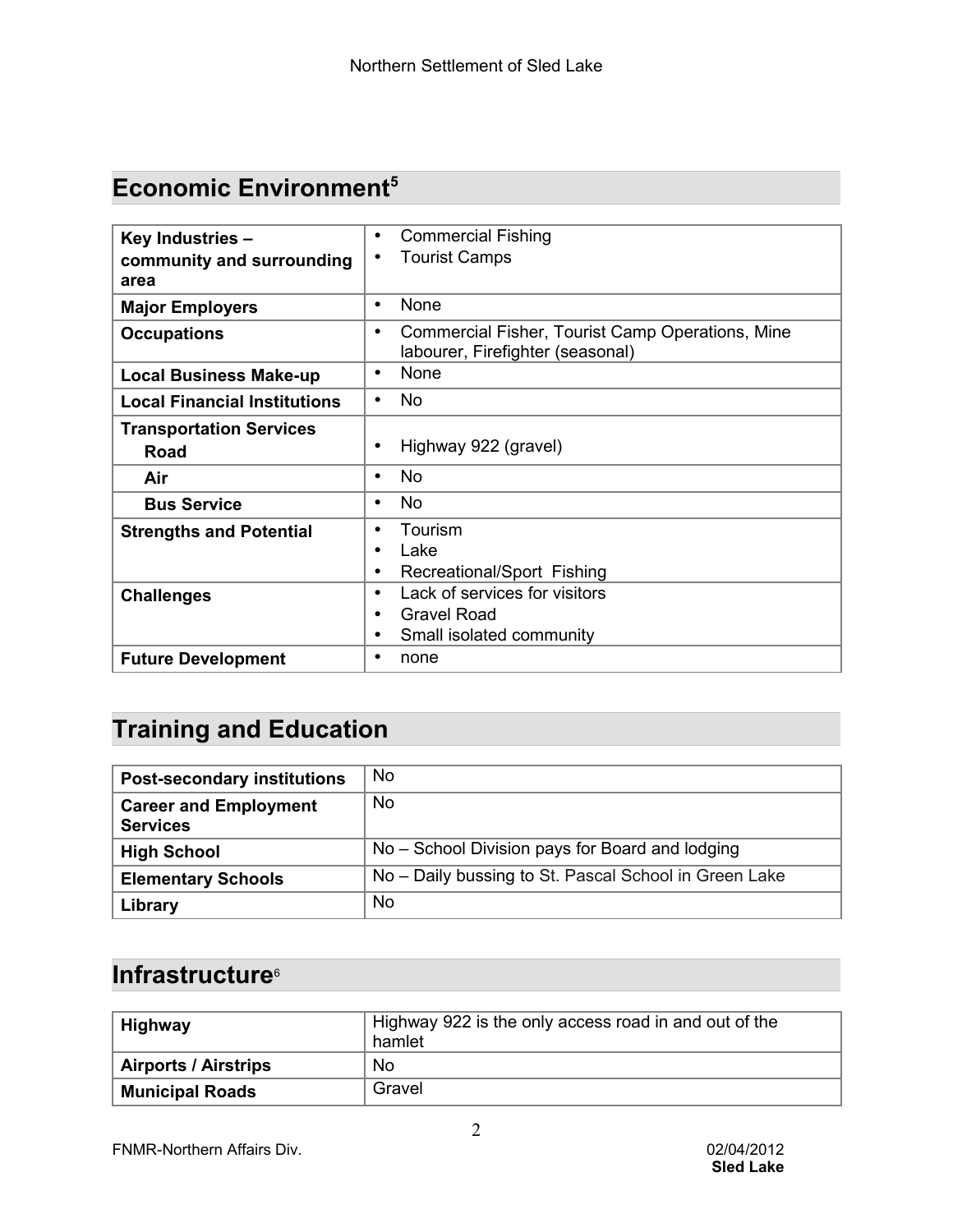## Economic Environment[5]

| | |
|---|---|
| **Key Industries – community and surrounding area** | • Commercial Fishing<br>• Tourist Camps |
| **Major Employers** | • None |
| **Occupations** | • Commercial Fisher, Tourist Camp Operations, Mine labourer, Firefighter (seasonal) |
| **Local Business Make-up** | • None |
| **Local Financial Institutions** | • No |
| **Transportation Services**<br>**Road** | • Highway 922 (gravel) |
| **Air** | • No |
| **Bus Service** | • No |
| **Strengths and Potential** | • Tourism<br>• Lake<br>• Recreational/Sport Fishing |
| **Challenges** | • Lack of services for visitors<br>• Gravel Road<br>• Small isolated community |
| **Future Development** | • none |

## Training and Education

| | |
|---|---|
| **Post-secondary institutions** | No |
| **Career and Employment Services** | No |
| **High School** | No – School Division pays for Board and lodging |
| **Elementary Schools** | No – Daily bussing to St. Pascal School in Green Lake |
| **Library** | No |

## Infrastructure[6]

| | |
|---|---|
| **Highway** | Highway 922 is the only access road in and out of the hamlet |
| **Airports / Airstrips** | No |
| **Municipal Roads** | Gravel |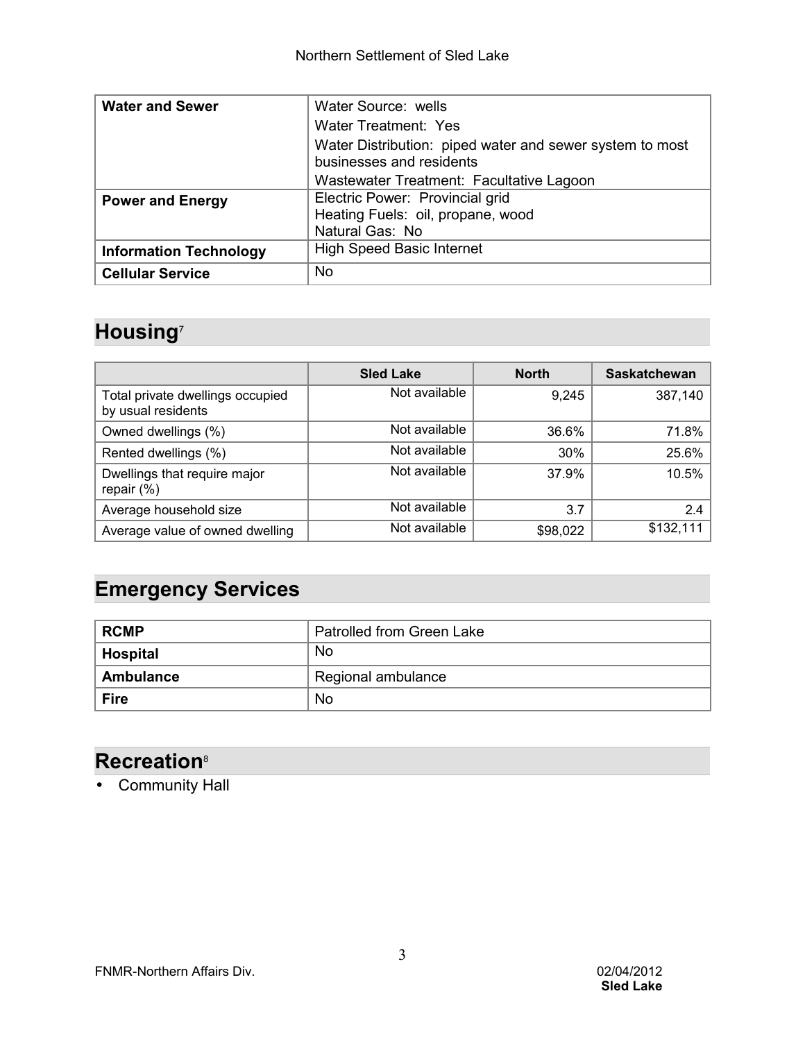| Water and Sewer | Water Source: wells<br>Water Treatment: Yes<br>Water Distribution: piped water and sewer system to most businesses and residents<br>Wastewater Treatment: Facultative Lagoon |
|---|---|
| **Power and Energy** | Electric Power: Provincial grid<br>Heating Fuels: oil, propane, wood<br>Natural Gas: No |
| **Information Technology** | High Speed Basic Internet |
| **Cellular Service** | No |

## Housing[7]

| | Sled Lake | North | Saskatchewan |
|---|---|---|---|
| Total private dwellings occupied by usual residents | Not available | 9,245 | 387,140 |
| Owned dwellings (%) | Not available | 36.6% | 71.8% |
| Rented dwellings (%) | Not available | 30% | 25.6% |
| Dwellings that require major repair (%) | Not available | 37.9% | 10.5% |
| Average household size | Not available | 3.7 | 2.4 |
| Average value of owned dwelling | Not available | $98,022 | $132,111 |

## Emergency Services

| RCMP | Patrolled from Green Lake |
|---|---|
| **Hospital** | No |
| **Ambulance** | Regional ambulance |
| **Fire** | No |

## Recreation[8]

- Community Hall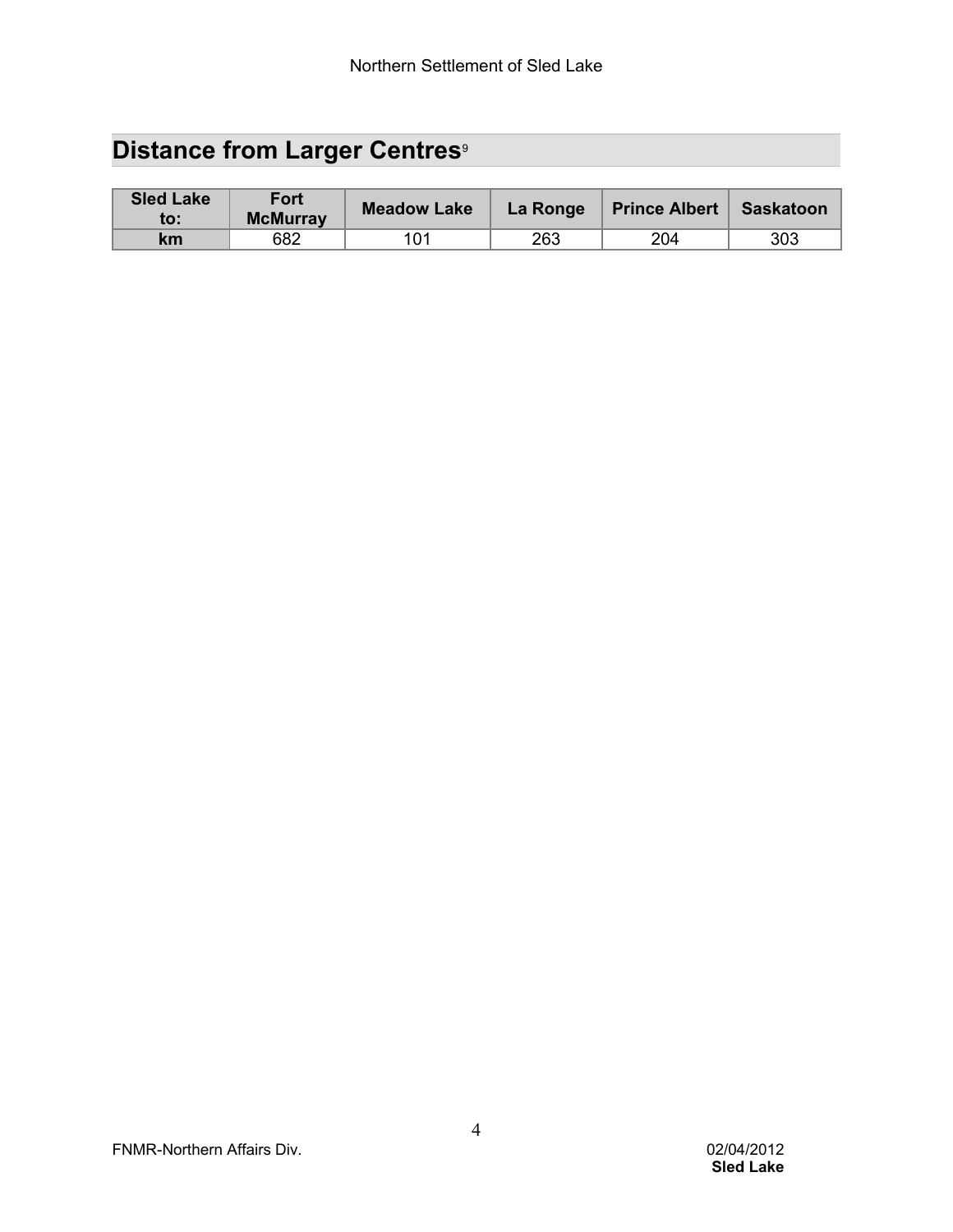## Distance from Larger Centres[9]

| Sled Lake to: | Fort McMurray | Meadow Lake | La Ronge | Prince Albert | Saskatoon |
|---|---|---|---|---|---|
| km | 682 | 101 | 263 | 204 | 303 |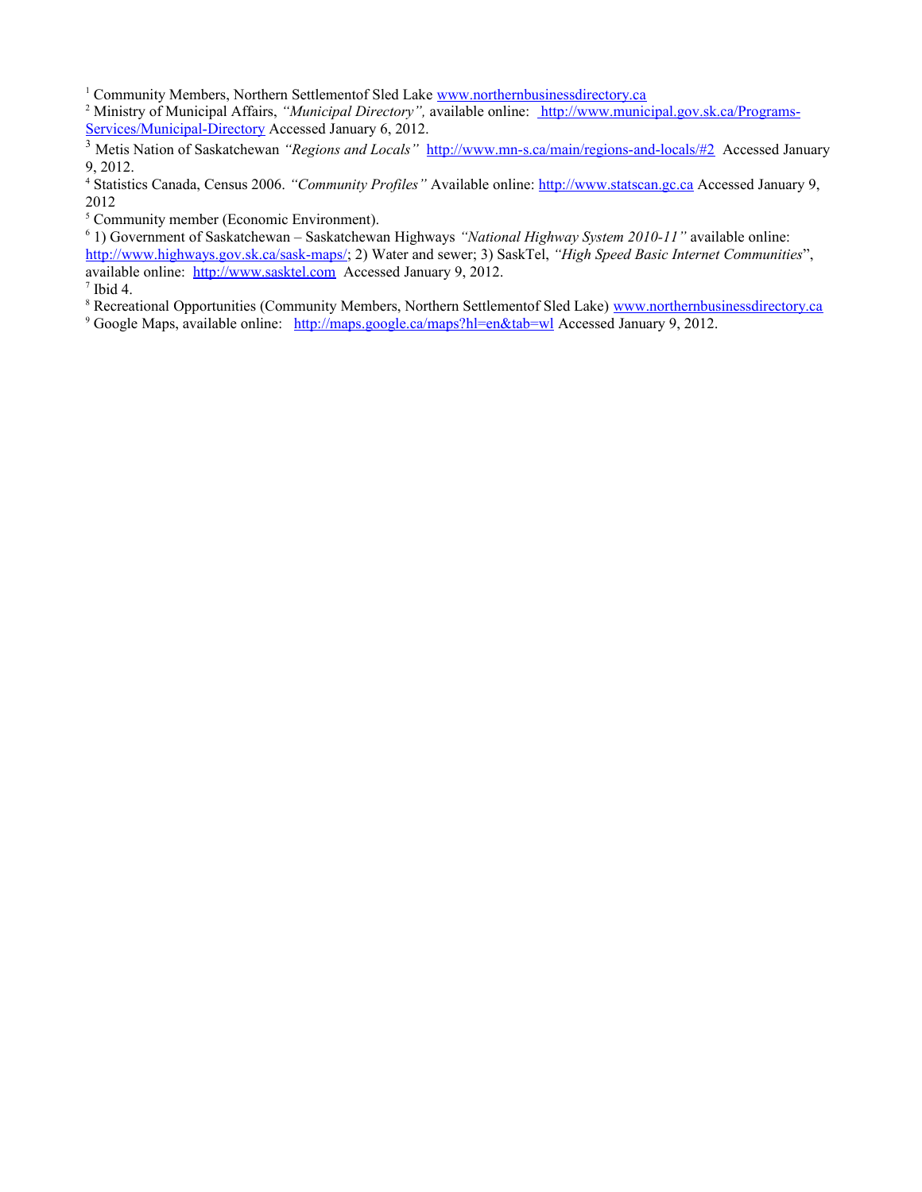[1] Community Members, Northern Settlementof Sled Lake www.northernbusinessdirectory.ca

[2] Ministry of Municipal Affairs, *"Municipal Directory",* available online: http://www.municipal.gov.sk.ca/Programs-Services/Municipal-Directory Accessed January 6, 2012.

[3] Metis Nation of Saskatchewan *"Regions and Locals"* http://www.mn-s.ca/main/regions-and-locals/#2 Accessed January 9, 2012.

[4] Statistics Canada, Census 2006. *"Community Profiles"* Available online: http://www.statscan.gc.ca Accessed January 9, 2012

[5] Community member (Economic Environment).

[6] 1) Government of Saskatchewan – Saskatchewan Highways *"National Highway System 2010-11"* available online: http://www.highways.gov.sk.ca/sask-maps/; 2) Water and sewer; 3) SaskTel, *"High Speed Basic Internet Communities*", available online: http://www.sasktel.com Accessed January 9, 2012.

[7] Ibid 4.

[8] Recreational Opportunities (Community Members, Northern Settlementof Sled Lake) www.northernbusinessdirectory.ca

[9] Google Maps, available online: http://maps.google.ca/maps?hl=en&tab=wl Accessed January 9, 2012.